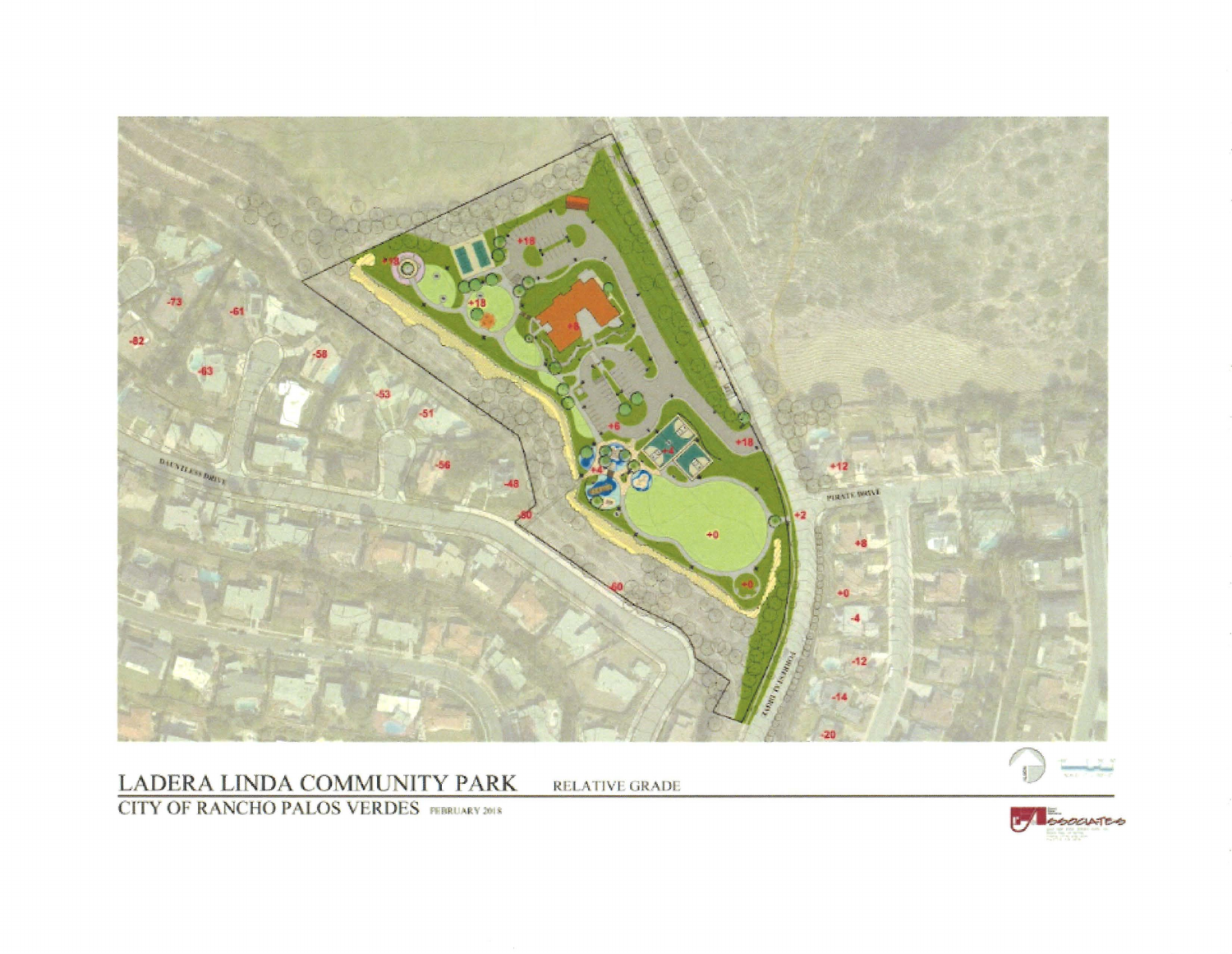# LADERA LINDA COMMUNITY PARK

RELATIVE GRADE

## CITY OF RANCHO PALOS VERDES

FEBRUARY 2018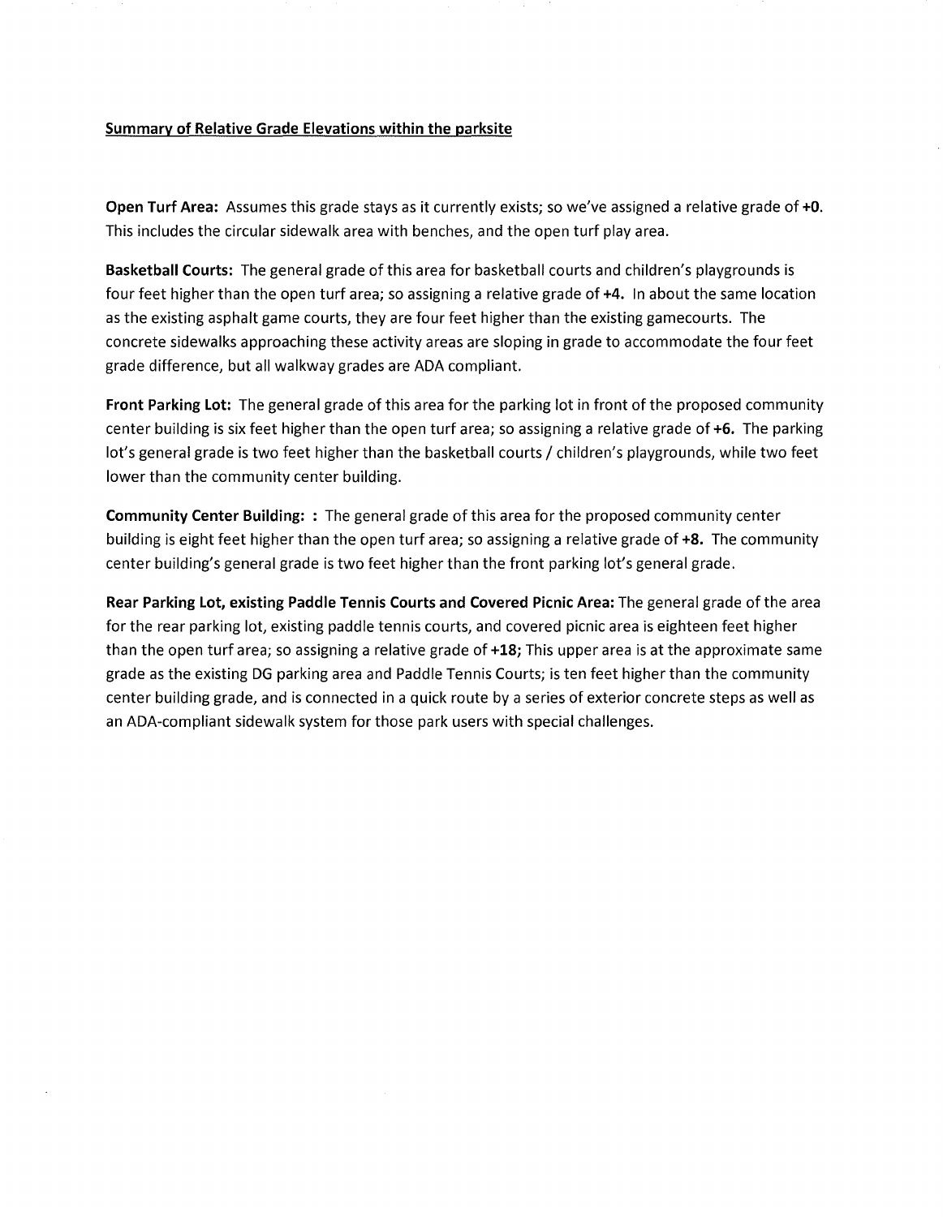## Summary of Relative Grade Elevations within the parksite

**Open Turf Area:** Assumes this grade stays as it currently exists; so we've assigned a relative grade of **+0**. This includes the circular sidewalk area with benches, and the open turf play area.

**Basketball Courts:** The general grade of this area for basketball courts and children's playgrounds is four feet higher than the open turf area; so assigning a relative grade of **+4.** In about the same location as the existing asphalt game courts, they are four feet higher than the existing gamecourts. The concrete sidewalks approaching these activity areas are sloping in grade to accommodate the four feet grade difference, but all walkway grades are ADA compliant.

**Front Parking Lot:** The general grade of this area for the parking lot in front of the proposed community center building is six feet higher than the open turf area; so assigning a relative grade of **+6.** The parking lot's general grade is two feet higher than the basketball courts / children's playgrounds, while two feet lower than the community center building.

**Community Center Building: :** The general grade of this area for the proposed community center building is eight feet higher than the open turf area; so assigning a relative grade of **+8.** The community center building's general grade is two feet higher than the front parking lot's general grade.

**Rear Parking Lot, existing Paddle Tennis Courts and Covered Picnic Area:** The general grade of the area for the rear parking lot, existing paddle tennis courts, and covered picnic area is eighteen feet higher than the open turf area; so assigning a relative grade of **+18;** This upper area is at the approximate same grade as the existing DG parking area and Paddle Tennis Courts; is ten feet higher than the community center building grade, and is connected in a quick route by a series of exterior concrete steps as well as an ADA-compliant sidewalk system for those park users with special challenges.